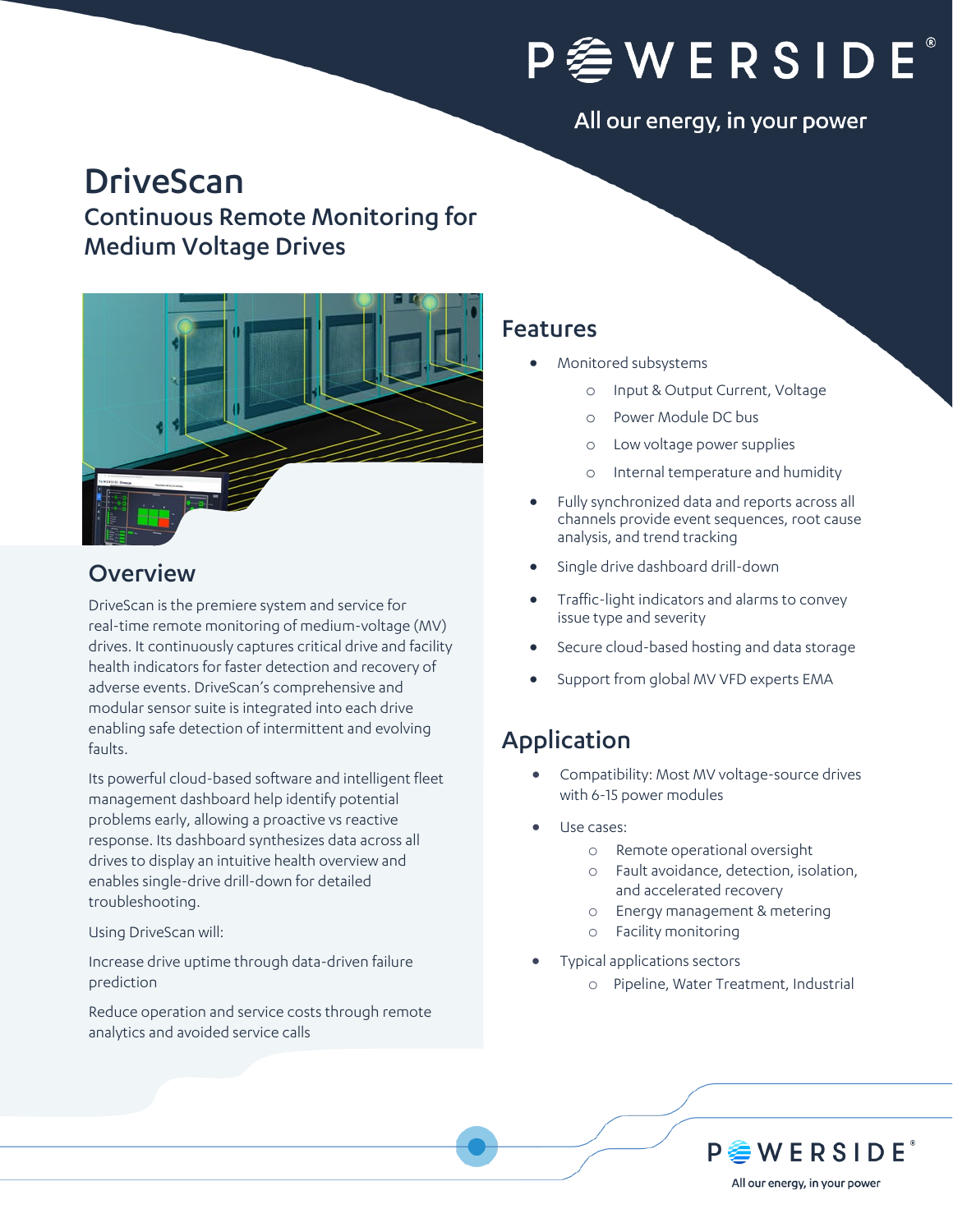POWERSIDE®

All our energy, in your power

# DriveScan

## Continuous Remote Monitoring for Medium Voltage Drives

## Overview

DriveScan is the premiere system and service for real-time remote monitoring of medium-voltage (MV) drives. It continuously captures critical drive and facility health indicators for faster detection and recovery of adverse events. DriveScan's comprehensive and modular sensor suite is integrated into each drive enabling safe detection of intermittent and evolving faults.

Its powerful cloud-based software and intelligent fleet management dashboard help identify potential problems early, allowing a proactive vs reactive response. Its dashboard synthesizes data across all drives to display an intuitive health overview and enables single-drive drill-down for detailed troubleshooting.

Using DriveScan will:

Increase drive uptime through data-driven failure prediction

Reduce operation and service costs through remote analytics and avoided service calls

## Features

- Monitored subsystems
  - Input & Output Current, Voltage
  - Power Module DC bus
  - Low voltage power supplies
  - Internal temperature and humidity
- Fully synchronized data and reports across all channels provide event sequences, root cause analysis, and trend tracking
- Single drive dashboard drill-down
- Traffic-light indicators and alarms to convey issue type and severity
- Secure cloud-based hosting and data storage
- Support from global MV VFD experts EMA

## Application

- Compatibility: Most MV voltage-source drives with 6-15 power modules
- Use cases:
  - Remote operational oversight
  - Fault avoidance, detection, isolation, and accelerated recovery
  - Energy management & metering
  - Facility monitoring
- Typical applications sectors
  - Pipeline, Water Treatment, Industrial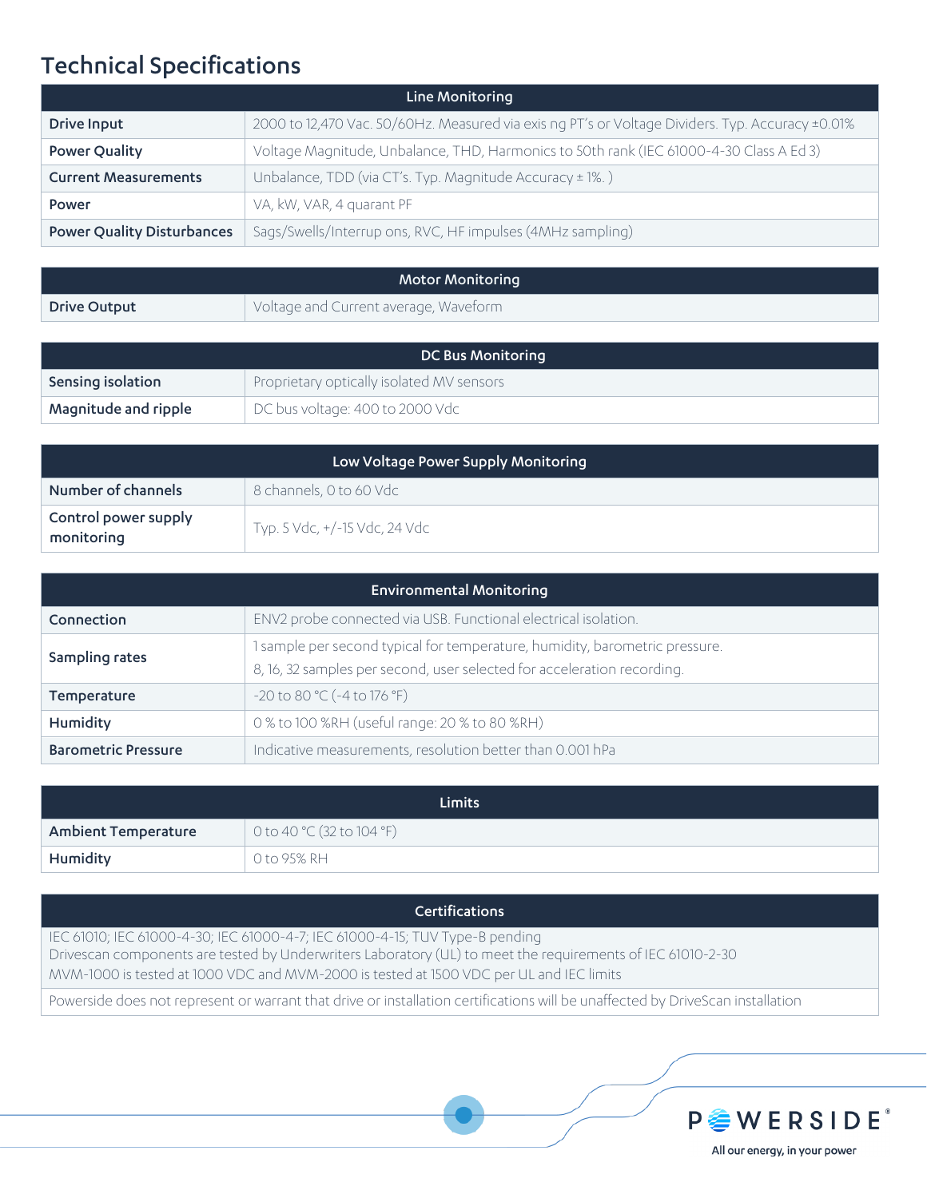## Technical Specifications

| Line Monitoring | |
|---|---|
| **Drive Input** | 2000 to 12,470 Vac. 50/60Hz. Measured via exis ng PT's or Voltage Dividers. Typ. Accuracy ±0.01% |
| **Power Quality** | Voltage Magnitude, Unbalance, THD, Harmonics to 50th rank (IEC 61000-4-30 Class A Ed 3) |
| **Current Measurements** | Unbalance, TDD (via CT's. Typ. Magnitude Accuracy ± 1%. ) |
| **Power** | VA, kW, VAR, 4 quarant PF |
| **Power Quality Disturbances** | Sags/Swells/Interrup ons, RVC, HF impulses (4MHz sampling) |

| Motor Monitoring | |
|---|---|
| **Drive Output** | Voltage and Current average, Waveform |

| DC Bus Monitoring | |
|---|---|
| **Sensing isolation** | Proprietary optically isolated MV sensors |
| **Magnitude and ripple** | DC bus voltage: 400 to 2000 Vdc |

| Low Voltage Power Supply Monitoring | |
|---|---|
| **Number of channels** | 8 channels, 0 to 60 Vdc |
| **Control power supply monitoring** | Typ. 5 Vdc, +/-15 Vdc, 24 Vdc |

| Environmental Monitoring | |
|---|---|
| **Connection** | ENV2 probe connected via USB. Functional electrical isolation. |
| **Sampling rates** | 1 sample per second typical for temperature, humidity, barometric pressure.<br>8, 16, 32 samples per second, user selected for acceleration recording. |
| **Temperature** | -20 to 80 °C (-4 to 176 °F) |
| **Humidity** | 0 % to 100 %RH (useful range: 20 % to 80 %RH) |
| **Barometric Pressure** | Indicative measurements, resolution better than 0.001 hPa |

| Limits | |
|---|---|
| **Ambient Temperature** | 0 to 40 °C (32 to 104 °F) |
| **Humidity** | 0 to 95% RH |

| Certifications |
|---|
| IEC 61010; IEC 61000-4-30; IEC 61000-4-7; IEC 61000-4-15; TUV Type-B pending<br>Drivescan components are tested by Underwriters Laboratory (UL) to meet the requirements of IEC 61010-2-30<br>MVM-1000 is tested at 1000 VDC and MVM-2000 is tested at 1500 VDC per UL and IEC limits |
| Powerside does not represent or warrant that drive or installation certifications will be unaffected by DriveScan installation |

POWERSIDE®

All our energy, in your power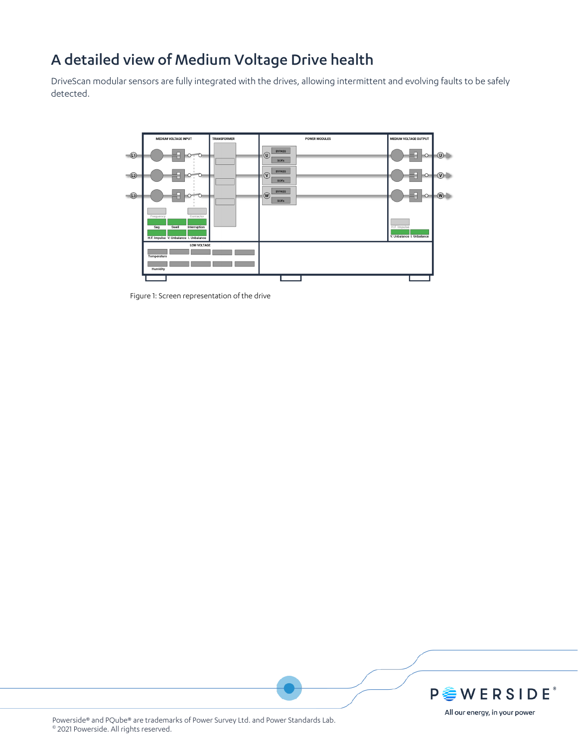# A detailed view of Medium Voltage Drive health

DriveScan modular sensors are fully integrated with the drives, allowing intermittent and evolving faults to be safely detected.

MEDIUM VOLTAGE INPUT
TRANSFORMER
POWER MODULES
MEDIUM VOLTAGE OUTPUT
L1
L2
L3
U
V
W
BYPASS
SCR's
Frequency
Contactor
Sag
Swell
Interruption
H.F. Impulse
V. Unbalance
I. Unbalance
LOW VOLTAGE
Temperature
Humidity

Figure 1: Screen representation of the drive

Powerside® and PQube® are trademarks of Power Survey Ltd. and Power Standards Lab.
© 2021 Powerside. All rights reserved.

POWERSIDE®
All our energy, in your power